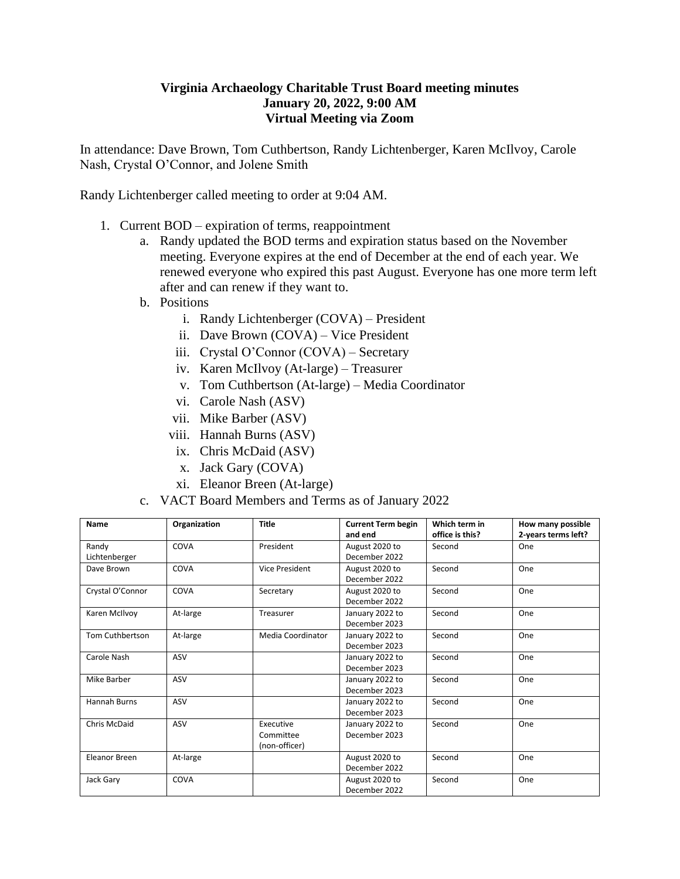**Virginia Archaeology Charitable Trust Board meeting minutes**
**January 20, 2022, 9:00 AM**
**Virtual Meeting via Zoom**

In attendance: Dave Brown, Tom Cuthbertson, Randy Lichtenberger, Karen McIlvoy, Carole Nash, Crystal O'Connor, and Jolene Smith

Randy Lichtenberger called meeting to order at 9:04 AM.

1. Current BOD – expiration of terms, reappointment
   a. Randy updated the BOD terms and expiration status based on the November meeting. Everyone expires at the end of December at the end of each year. We renewed everyone who expired this past August. Everyone has one more term left after and can renew if they want to.
   b. Positions
      i. Randy Lichtenberger (COVA) – President
      ii. Dave Brown (COVA) – Vice President
      iii. Crystal O'Connor (COVA) – Secretary
      iv. Karen McIlvoy (At-large) – Treasurer
      v. Tom Cuthbertson (At-large) – Media Coordinator
      vi. Carole Nash (ASV)
      vii. Mike Barber (ASV)
      viii. Hannah Burns (ASV)
      ix. Chris McDaid (ASV)
      x. Jack Gary (COVA)
      xi. Eleanor Breen (At-large)
   c. VACT Board Members and Terms as of January 2022

| Name | Organization | Title | Current Term begin and end | Which term in office is this? | How many possible 2-years terms left? |
|---|---|---|---|---|---|
| Randy Lichtenberger | COVA | President | August 2020 to December 2022 | Second | One |
| Dave Brown | COVA | Vice President | August 2020 to December 2022 | Second | One |
| Crystal O'Connor | COVA | Secretary | August 2020 to December 2022 | Second | One |
| Karen McIlvoy | At-large | Treasurer | January 2022 to December 2023 | Second | One |
| Tom Cuthbertson | At-large | Media Coordinator | January 2022 to December 2023 | Second | One |
| Carole Nash | ASV | | January 2022 to December 2023 | Second | One |
| Mike Barber | ASV | | January 2022 to December 2023 | Second | One |
| Hannah Burns | ASV | | January 2022 to December 2023 | Second | One |
| Chris McDaid | ASV | Executive Committee (non-officer) | January 2022 to December 2023 | Second | One |
| Eleanor Breen | At-large | | August 2020 to December 2022 | Second | One |
| Jack Gary | COVA | | August 2020 to December 2022 | Second | One |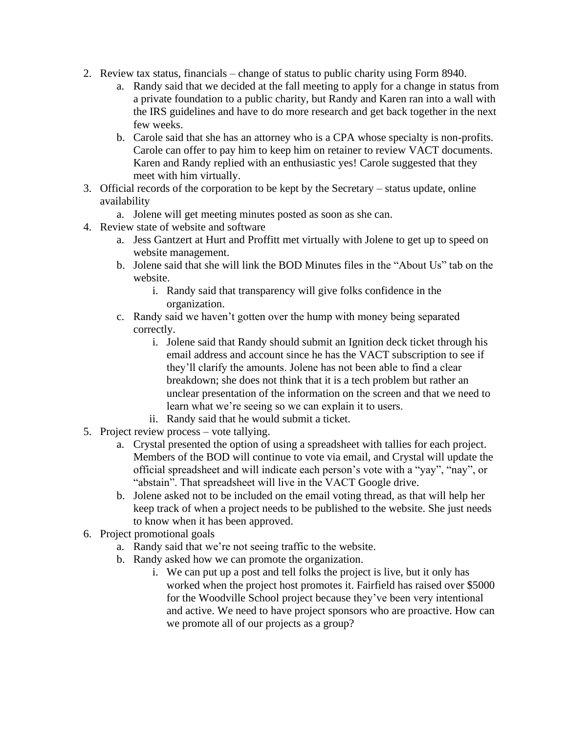2. Review tax status, financials – change of status to public charity using Form 8940.
    a. Randy said that we decided at the fall meeting to apply for a change in status from a private foundation to a public charity, but Randy and Karen ran into a wall with the IRS guidelines and have to do more research and get back together in the next few weeks.
    b. Carole said that she has an attorney who is a CPA whose specialty is non-profits. Carole can offer to pay him to keep him on retainer to review VACT documents. Karen and Randy replied with an enthusiastic yes! Carole suggested that they meet with him virtually.
3. Official records of the corporation to be kept by the Secretary – status update, online availability
    a. Jolene will get meeting minutes posted as soon as she can.
4. Review state of website and software
    a. Jess Gantzert at Hurt and Proffitt met virtually with Jolene to get up to speed on website management.
    b. Jolene said that she will link the BOD Minutes files in the "About Us" tab on the website.
        i. Randy said that transparency will give folks confidence in the organization.
    c. Randy said we haven't gotten over the hump with money being separated correctly.
        i. Jolene said that Randy should submit an Ignition deck ticket through his email address and account since he has the VACT subscription to see if they'll clarify the amounts. Jolene has not been able to find a clear breakdown; she does not think that it is a tech problem but rather an unclear presentation of the information on the screen and that we need to learn what we're seeing so we can explain it to users.
        ii. Randy said that he would submit a ticket.
5. Project review process – vote tallying.
    a. Crystal presented the option of using a spreadsheet with tallies for each project. Members of the BOD will continue to vote via email, and Crystal will update the official spreadsheet and will indicate each person's vote with a "yay", "nay", or "abstain". That spreadsheet will live in the VACT Google drive.
    b. Jolene asked not to be included on the email voting thread, as that will help her keep track of when a project needs to be published to the website. She just needs to know when it has been approved.
6. Project promotional goals
    a. Randy said that we're not seeing traffic to the website.
    b. Randy asked how we can promote the organization.
        i. We can put up a post and tell folks the project is live, but it only has worked when the project host promotes it. Fairfield has raised over $5000 for the Woodville School project because they've been very intentional and active. We need to have project sponsors who are proactive. How can we promote all of our projects as a group?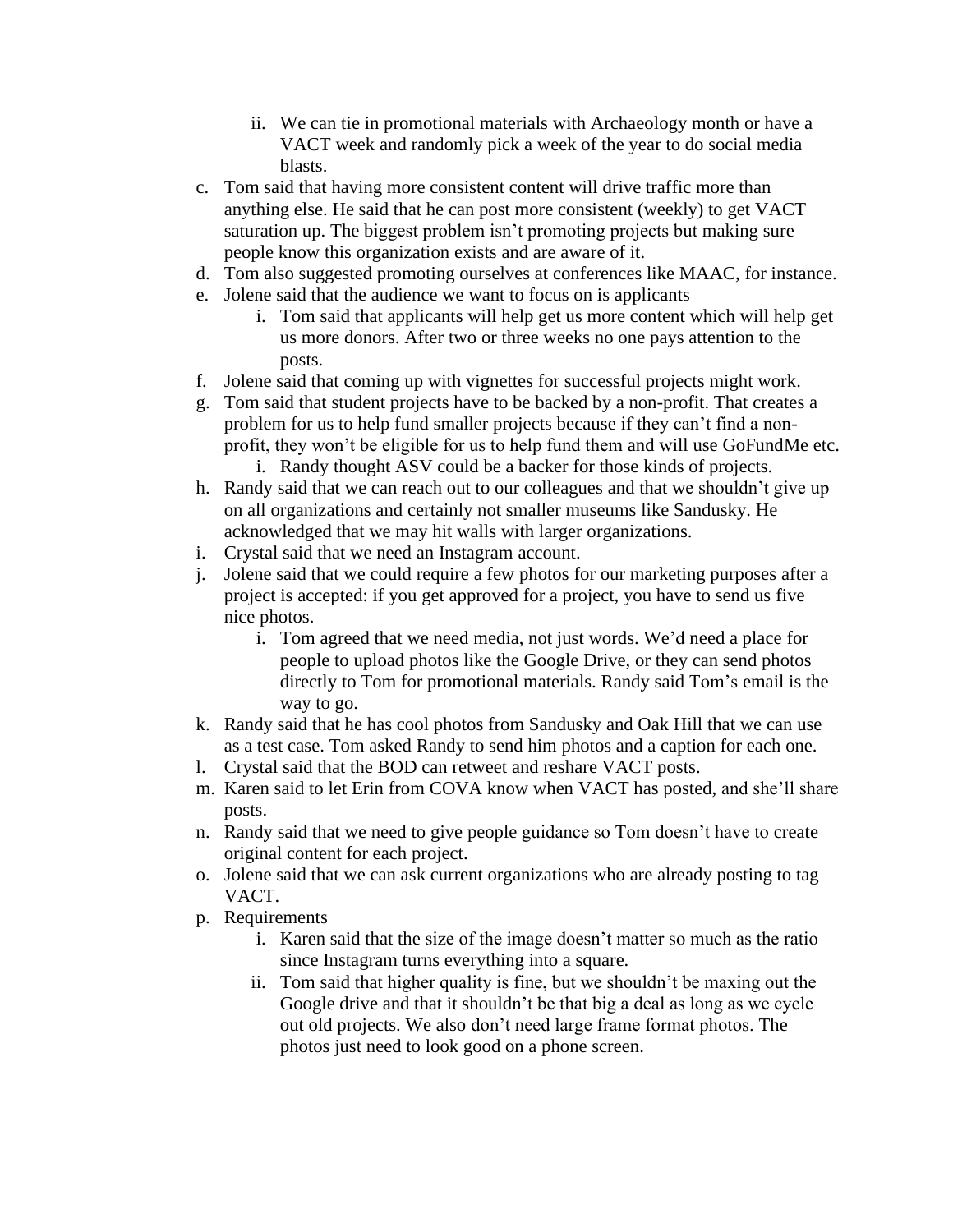ii. We can tie in promotional materials with Archaeology month or have a VACT week and randomly pick a week of the year to do social media blasts.

c. Tom said that having more consistent content will drive traffic more than anything else. He said that he can post more consistent (weekly) to get VACT saturation up. The biggest problem isn't promoting projects but making sure people know this organization exists and are aware of it.
d. Tom also suggested promoting ourselves at conferences like MAAC, for instance.
e. Jolene said that the audience we want to focus on is applicants
   i. Tom said that applicants will help get us more content which will help get us more donors. After two or three weeks no one pays attention to the posts.
f. Jolene said that coming up with vignettes for successful projects might work.
g. Tom said that student projects have to be backed by a non-profit. That creates a problem for us to help fund smaller projects because if they can't find a non-profit, they won't be eligible for us to help fund them and will use GoFundMe etc.
   i. Randy thought ASV could be a backer for those kinds of projects.
h. Randy said that we can reach out to our colleagues and that we shouldn't give up on all organizations and certainly not smaller museums like Sandusky. He acknowledged that we may hit walls with larger organizations.
i. Crystal said that we need an Instagram account.
j. Jolene said that we could require a few photos for our marketing purposes after a project is accepted: if you get approved for a project, you have to send us five nice photos.
   i. Tom agreed that we need media, not just words. We'd need a place for people to upload photos like the Google Drive, or they can send photos directly to Tom for promotional materials. Randy said Tom's email is the way to go.
k. Randy said that he has cool photos from Sandusky and Oak Hill that we can use as a test case. Tom asked Randy to send him photos and a caption for each one.
l. Crystal said that the BOD can retweet and reshare VACT posts.
m. Karen said to let Erin from COVA know when VACT has posted, and she'll share posts.
n. Randy said that we need to give people guidance so Tom doesn't have to create original content for each project.
o. Jolene said that we can ask current organizations who are already posting to tag VACT.
p. Requirements
   i. Karen said that the size of the image doesn't matter so much as the ratio since Instagram turns everything into a square.
   ii. Tom said that higher quality is fine, but we shouldn't be maxing out the Google drive and that it shouldn't be that big a deal as long as we cycle out old projects. We also don't need large frame format photos. The photos just need to look good on a phone screen.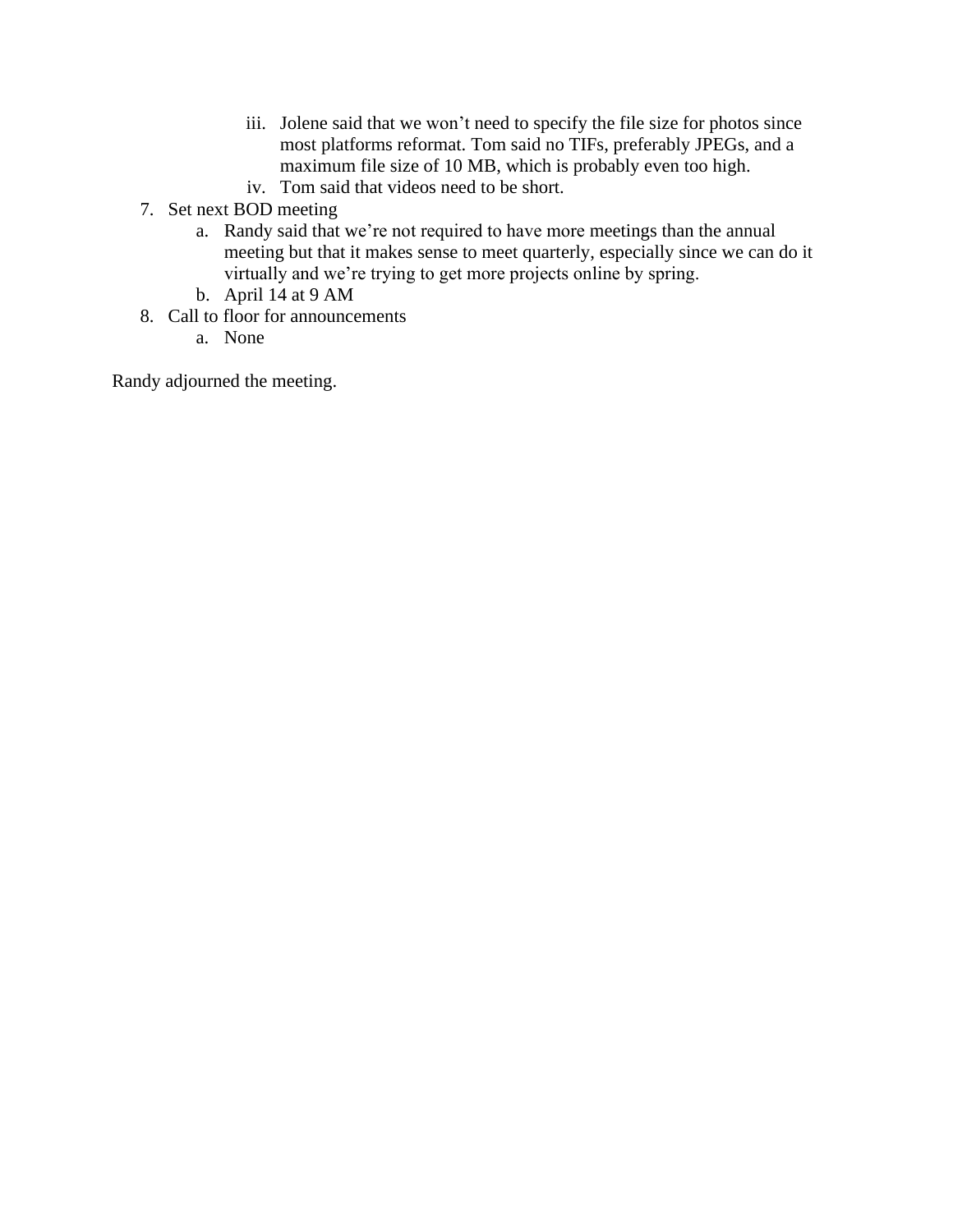iii. Jolene said that we won't need to specify the file size for photos since most platforms reformat. Tom said no TIFs, preferably JPEGs, and a maximum file size of 10 MB, which is probably even too high.
        iv. Tom said that videos need to be short.

7. Set next BOD meeting
    a. Randy said that we're not required to have more meetings than the annual meeting but that it makes sense to meet quarterly, especially since we can do it virtually and we're trying to get more projects online by spring.
    b. April 14 at 9 AM
8. Call to floor for announcements
    a. None

Randy adjourned the meeting.